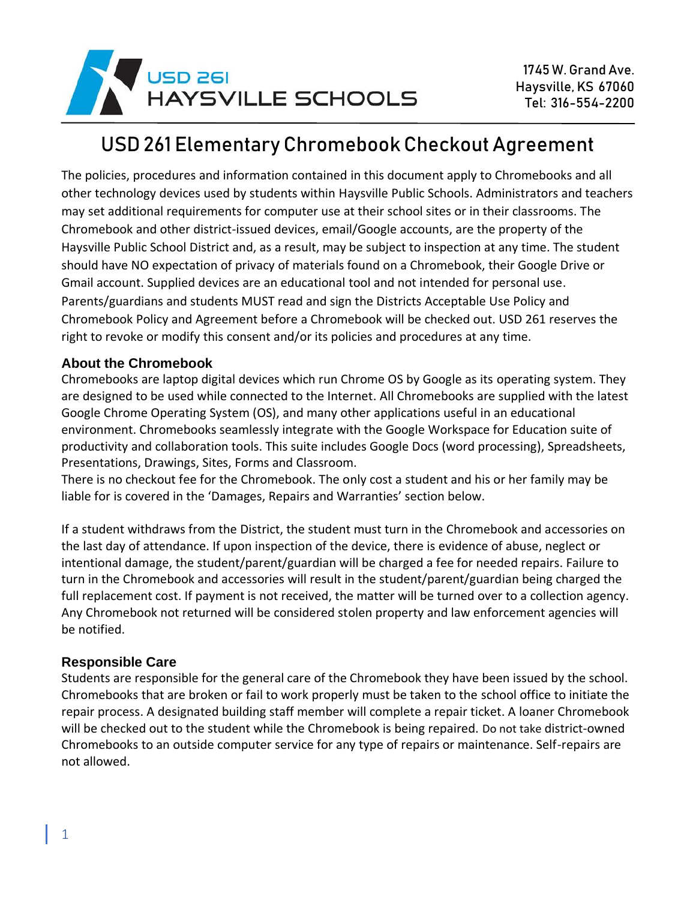USD 261
HAYSVILLE SCHOOLS

1745 W. Grand Ave.
Haysville, KS 67060
Tel: 316-554-2200

# USD 261 Elementary Chromebook Checkout Agreement

The policies, procedures and information contained in this document apply to Chromebooks and all other technology devices used by students within Haysville Public Schools. Administrators and teachers may set additional requirements for computer use at their school sites or in their classrooms. The Chromebook and other district-issued devices, email/Google accounts, are the property of the Haysville Public School District and, as a result, may be subject to inspection at any time. The student should have NO expectation of privacy of materials found on a Chromebook, their Google Drive or Gmail account. Supplied devices are an educational tool and not intended for personal use. Parents/guardians and students MUST read and sign the Districts Acceptable Use Policy and Chromebook Policy and Agreement before a Chromebook will be checked out. USD 261 reserves the right to revoke or modify this consent and/or its policies and procedures at any time.

### About the Chromebook

Chromebooks are laptop digital devices which run Chrome OS by Google as its operating system. They are designed to be used while connected to the Internet. All Chromebooks are supplied with the latest Google Chrome Operating System (OS), and many other applications useful in an educational environment. Chromebooks seamlessly integrate with the Google Workspace for Education suite of productivity and collaboration tools. This suite includes Google Docs (word processing), Spreadsheets, Presentations, Drawings, Sites, Forms and Classroom.
There is no checkout fee for the Chromebook. The only cost a student and his or her family may be liable for is covered in the 'Damages, Repairs and Warranties' section below.

If a student withdraws from the District, the student must turn in the Chromebook and accessories on the last day of attendance. If upon inspection of the device, there is evidence of abuse, neglect or intentional damage, the student/parent/guardian will be charged a fee for needed repairs. Failure to turn in the Chromebook and accessories will result in the student/parent/guardian being charged the full replacement cost. If payment is not received, the matter will be turned over to a collection agency. Any Chromebook not returned will be considered stolen property and law enforcement agencies will be notified.

### Responsible Care

Students are responsible for the general care of the Chromebook they have been issued by the school. Chromebooks that are broken or fail to work properly must be taken to the school office to initiate the repair process. A designated building staff member will complete a repair ticket. A loaner Chromebook will be checked out to the student while the Chromebook is being repaired. Do not take district-owned Chromebooks to an outside computer service for any type of repairs or maintenance. Self-repairs are not allowed.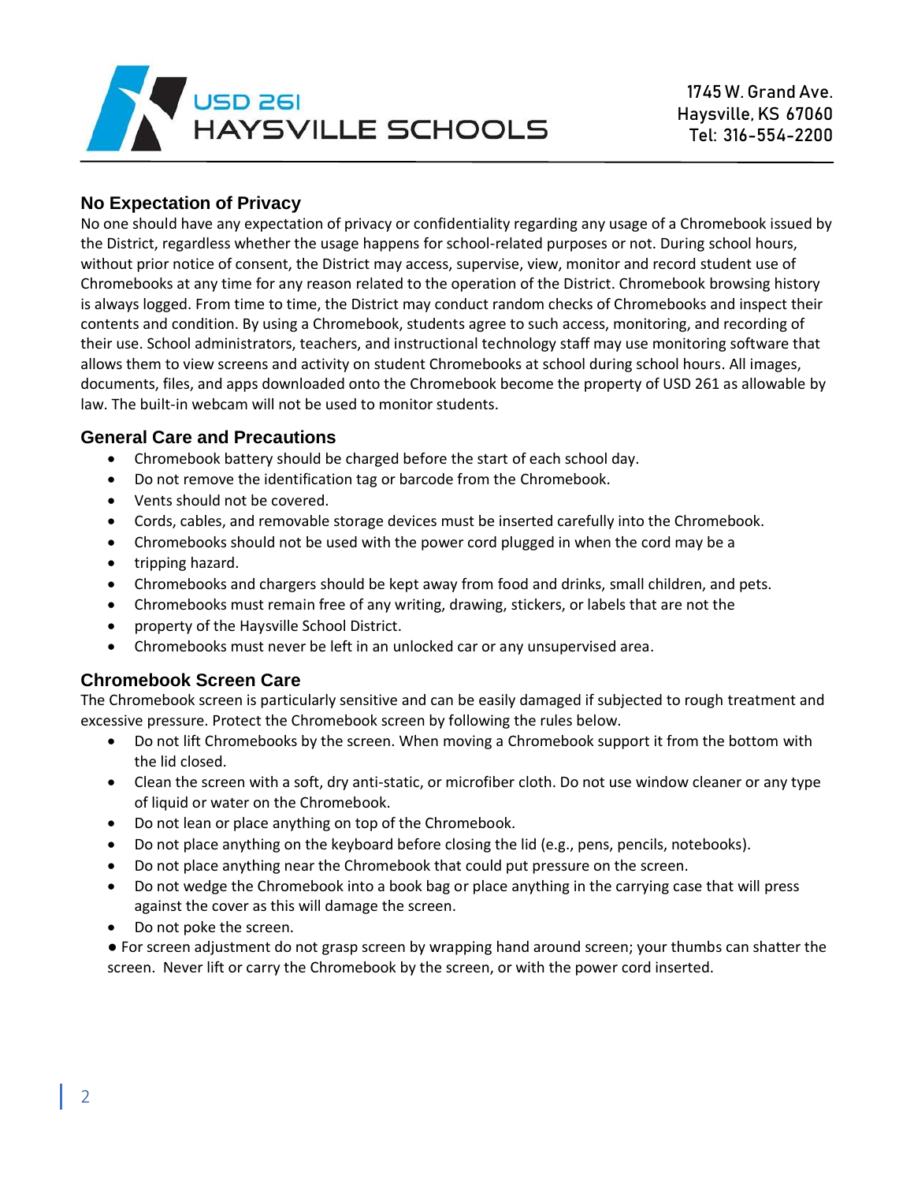## No Expectation of Privacy

No one should have any expectation of privacy or confidentiality regarding any usage of a Chromebook issued by the District, regardless whether the usage happens for school-related purposes or not. During school hours, without prior notice of consent, the District may access, supervise, view, monitor and record student use of Chromebooks at any time for any reason related to the operation of the District. Chromebook browsing history is always logged. From time to time, the District may conduct random checks of Chromebooks and inspect their contents and condition. By using a Chromebook, students agree to such access, monitoring, and recording of their use. School administrators, teachers, and instructional technology staff may use monitoring software that allows them to view screens and activity on student Chromebooks at school during school hours. All images, documents, files, and apps downloaded onto the Chromebook become the property of USD 261 as allowable by law. The built-in webcam will not be used to monitor students.

## General Care and Precautions

- Chromebook battery should be charged before the start of each school day.
- Do not remove the identification tag or barcode from the Chromebook.
- Vents should not be covered.
- Cords, cables, and removable storage devices must be inserted carefully into the Chromebook.
- Chromebooks should not be used with the power cord plugged in when the cord may be a
- tripping hazard.
- Chromebooks and chargers should be kept away from food and drinks, small children, and pets.
- Chromebooks must remain free of any writing, drawing, stickers, or labels that are not the
- property of the Haysville School District.
- Chromebooks must never be left in an unlocked car or any unsupervised area.

## Chromebook Screen Care

The Chromebook screen is particularly sensitive and can be easily damaged if subjected to rough treatment and excessive pressure. Protect the Chromebook screen by following the rules below.

- Do not lift Chromebooks by the screen. When moving a Chromebook support it from the bottom with the lid closed.
- Clean the screen with a soft, dry anti-static, or microfiber cloth. Do not use window cleaner or any type of liquid or water on the Chromebook.
- Do not lean or place anything on top of the Chromebook.
- Do not place anything on the keyboard before closing the lid (e.g., pens, pencils, notebooks).
- Do not place anything near the Chromebook that could put pressure on the screen.
- Do not wedge the Chromebook into a book bag or place anything in the carrying case that will press against the cover as this will damage the screen.
- Do not poke the screen.
- For screen adjustment do not grasp screen by wrapping hand around screen; your thumbs can shatter the screen. Never lift or carry the Chromebook by the screen, or with the power cord inserted.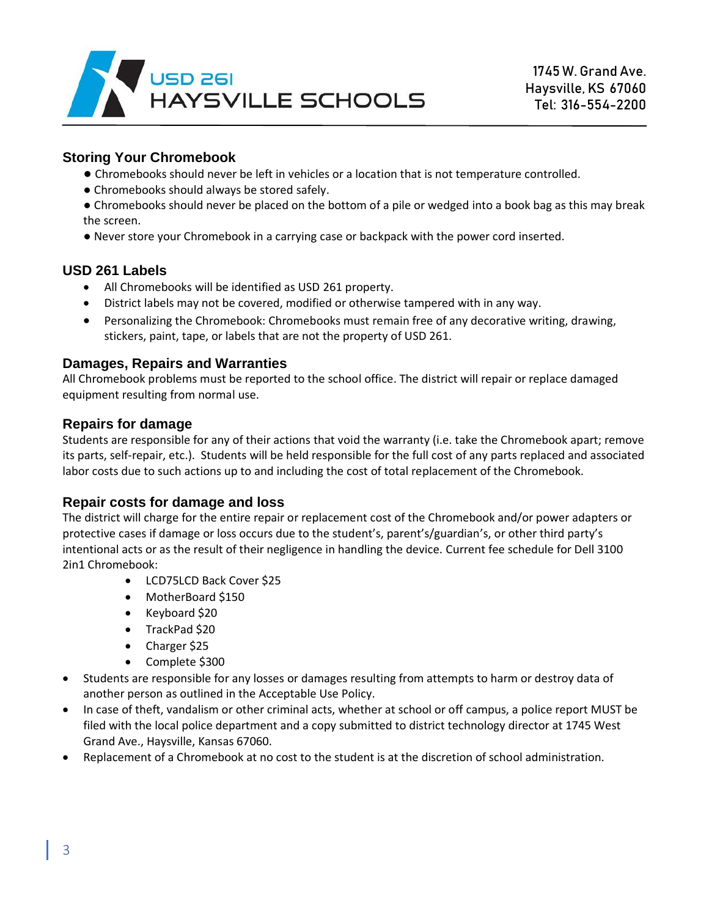## Storing Your Chromebook

- Chromebooks should never be left in vehicles or a location that is not temperature controlled.
- Chromebooks should always be stored safely.
- Chromebooks should never be placed on the bottom of a pile or wedged into a book bag as this may break the screen.
- Never store your Chromebook in a carrying case or backpack with the power cord inserted.

## USD 261 Labels

- All Chromebooks will be identified as USD 261 property.
- District labels may not be covered, modified or otherwise tampered with in any way.
- Personalizing the Chromebook: Chromebooks must remain free of any decorative writing, drawing, stickers, paint, tape, or labels that are not the property of USD 261.

## Damages, Repairs and Warranties

All Chromebook problems must be reported to the school office. The district will repair or replace damaged equipment resulting from normal use.

## Repairs for damage

Students are responsible for any of their actions that void the warranty (i.e. take the Chromebook apart; remove its parts, self-repair, etc.). Students will be held responsible for the full cost of any parts replaced and associated labor costs due to such actions up to and including the cost of total replacement of the Chromebook.

## Repair costs for damage and loss

The district will charge for the entire repair or replacement cost of the Chromebook and/or power adapters or protective cases if damage or loss occurs due to the student's, parent's/guardian's, or other third party's intentional acts or as the result of their negligence in handling the device. Current fee schedule for Dell 3100 2in1 Chromebook:

- LCD75LCD Back Cover $25
- MotherBoard $150
- Keyboard $20
- TrackPad $20
- Charger $25
- Complete $300

- Students are responsible for any losses or damages resulting from attempts to harm or destroy data of another person as outlined in the Acceptable Use Policy.
- In case of theft, vandalism or other criminal acts, whether at school or off campus, a police report MUST be filed with the local police department and a copy submitted to district technology director at 1745 West Grand Ave., Haysville, Kansas 67060.
- Replacement of a Chromebook at no cost to the student is at the discretion of school administration.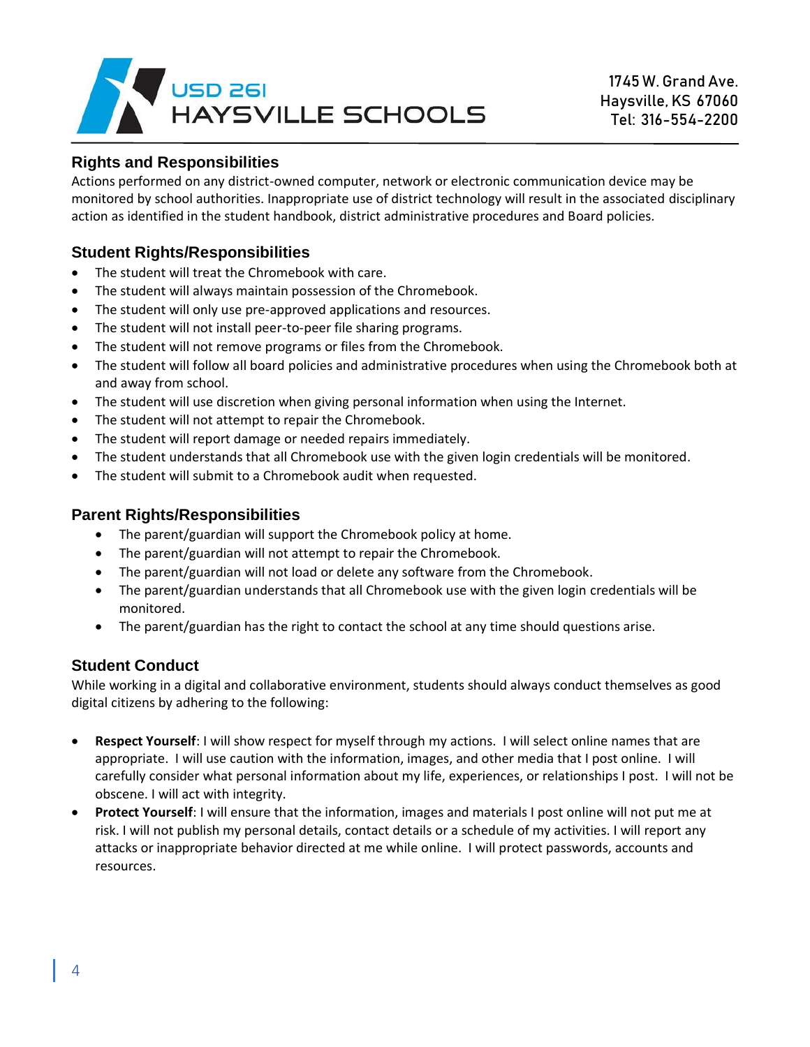## Rights and Responsibilities

Actions performed on any district-owned computer, network or electronic communication device may be monitored by school authorities. Inappropriate use of district technology will result in the associated disciplinary action as identified in the student handbook, district administrative procedures and Board policies.

## Student Rights/Responsibilities

- The student will treat the Chromebook with care.
- The student will always maintain possession of the Chromebook.
- The student will only use pre-approved applications and resources.
- The student will not install peer-to-peer file sharing programs.
- The student will not remove programs or files from the Chromebook.
- The student will follow all board policies and administrative procedures when using the Chromebook both at and away from school.
- The student will use discretion when giving personal information when using the Internet.
- The student will not attempt to repair the Chromebook.
- The student will report damage or needed repairs immediately.
- The student understands that all Chromebook use with the given login credentials will be monitored.
- The student will submit to a Chromebook audit when requested.

## Parent Rights/Responsibilities

- The parent/guardian will support the Chromebook policy at home.
- The parent/guardian will not attempt to repair the Chromebook.
- The parent/guardian will not load or delete any software from the Chromebook.
- The parent/guardian understands that all Chromebook use with the given login credentials will be monitored.
- The parent/guardian has the right to contact the school at any time should questions arise.

## Student Conduct

While working in a digital and collaborative environment, students should always conduct themselves as good digital citizens by adhering to the following:

- **Respect Yourself**: I will show respect for myself through my actions. I will select online names that are appropriate. I will use caution with the information, images, and other media that I post online. I will carefully consider what personal information about my life, experiences, or relationships I post. I will not be obscene. I will act with integrity.
- **Protect Yourself**: I will ensure that the information, images and materials I post online will not put me at risk. I will not publish my personal details, contact details or a schedule of my activities. I will report any attacks or inappropriate behavior directed at me while online. I will protect passwords, accounts and resources.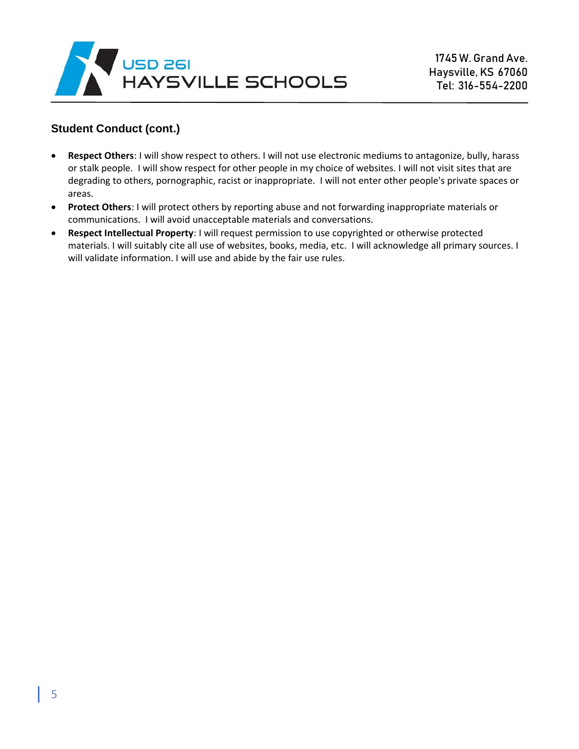## Student Conduct (cont.)

- **Respect Others**: I will show respect to others. I will not use electronic mediums to antagonize, bully, harass or stalk people. I will show respect for other people in my choice of websites. I will not visit sites that are degrading to others, pornographic, racist or inappropriate. I will not enter other people's private spaces or areas.
- **Protect Others**: I will protect others by reporting abuse and not forwarding inappropriate materials or communications. I will avoid unacceptable materials and conversations.
- **Respect Intellectual Property**: I will request permission to use copyrighted or otherwise protected materials. I will suitably cite all use of websites, books, media, etc. I will acknowledge all primary sources. I will validate information. I will use and abide by the fair use rules.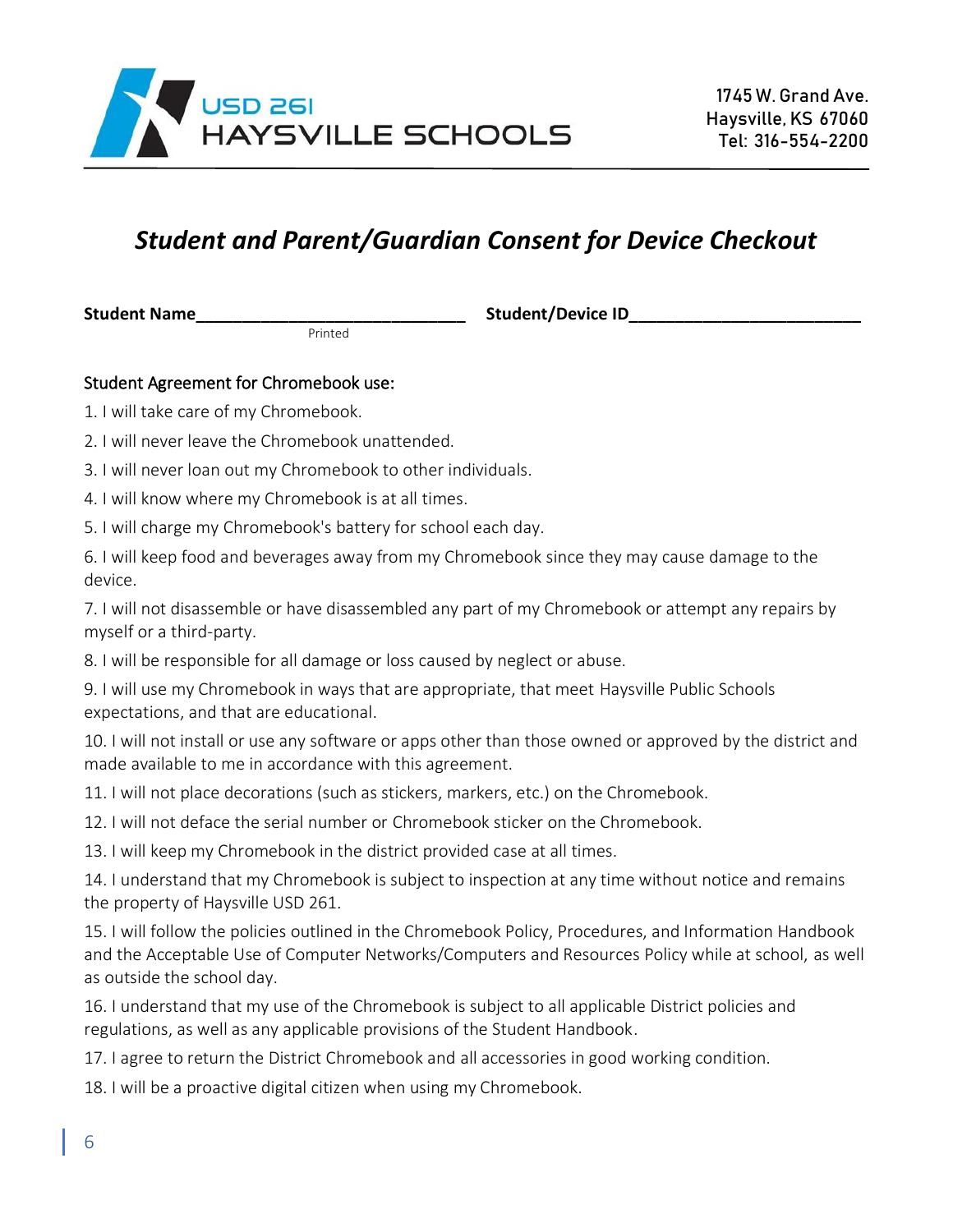USD 261
HAYSVILLE SCHOOLS

1745 W. Grand Ave.
Haysville, KS 67060
Tel: 316-554-2200

# *Student and Parent/Guardian Consent for Device Checkout*

**Student Name**_____________________________ **Student/Device ID**________________________
Printed

## Student Agreement for Chromebook use:

1. I will take care of my Chromebook.
2. I will never leave the Chromebook unattended.
3. I will never loan out my Chromebook to other individuals.
4. I will know where my Chromebook is at all times.
5. I will charge my Chromebook's battery for school each day.
6. I will keep food and beverages away from my Chromebook since they may cause damage to the device.
7. I will not disassemble or have disassembled any part of my Chromebook or attempt any repairs by myself or a third-party.
8. I will be responsible for all damage or loss caused by neglect or abuse.
9. I will use my Chromebook in ways that are appropriate, that meet Haysville Public Schools expectations, and that are educational.
10. I will not install or use any software or apps other than those owned or approved by the district and made available to me in accordance with this agreement.
11. I will not place decorations (such as stickers, markers, etc.) on the Chromebook.
12. I will not deface the serial number or Chromebook sticker on the Chromebook.
13. I will keep my Chromebook in the district provided case at all times.
14. I understand that my Chromebook is subject to inspection at any time without notice and remains the property of Haysville USD 261.
15. I will follow the policies outlined in the Chromebook Policy, Procedures, and Information Handbook and the Acceptable Use of Computer Networks/Computers and Resources Policy while at school, as well as outside the school day.
16. I understand that my use of the Chromebook is subject to all applicable District policies and regulations, as well as any applicable provisions of the Student Handbook.
17. I agree to return the District Chromebook and all accessories in good working condition.
18. I will be a proactive digital citizen when using my Chromebook.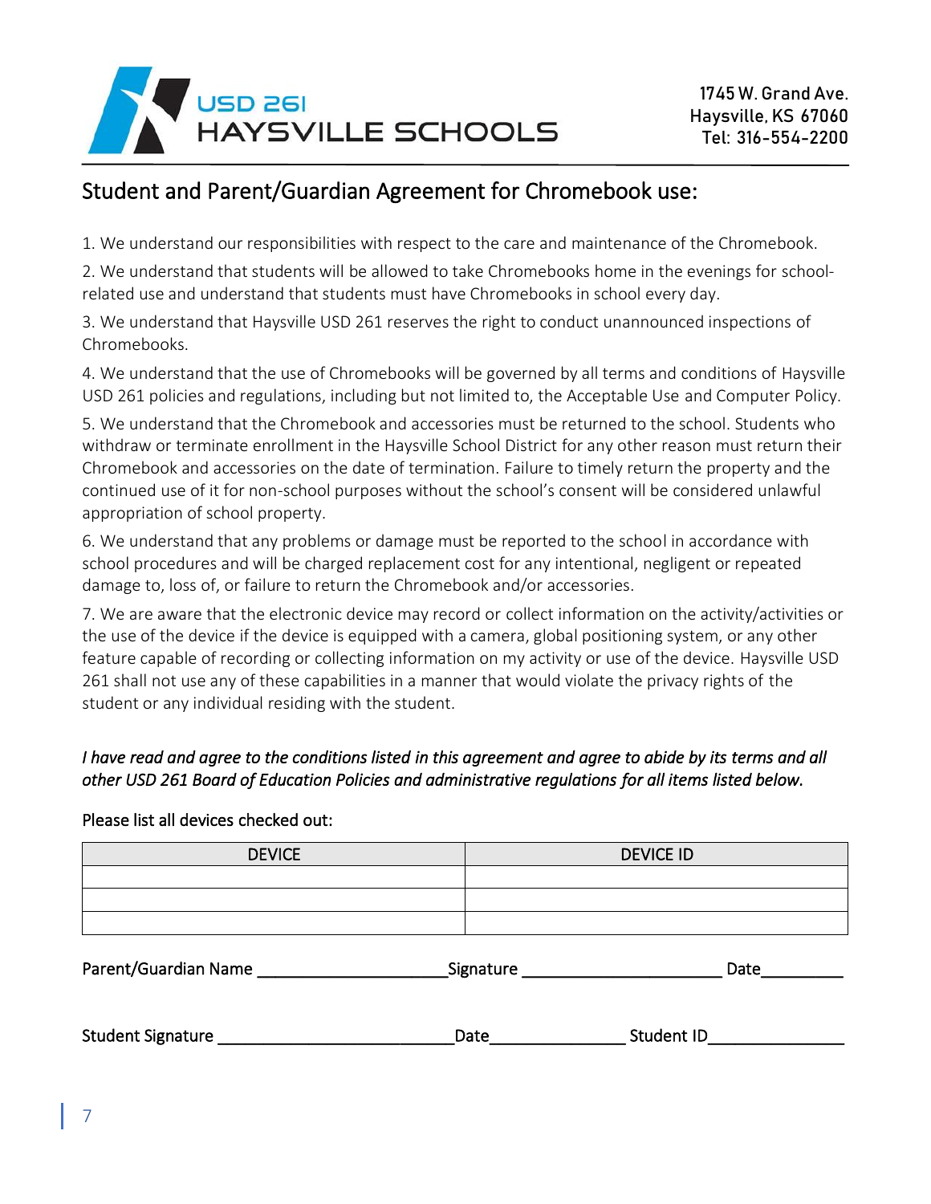USD 261
HAYSVILLE SCHOOLS

1745 W. Grand Ave.
Haysville, KS 67060
Tel: 316-554-2200

## Student and Parent/Guardian Agreement for Chromebook use:

1. We understand our responsibilities with respect to the care and maintenance of the Chromebook.
2. We understand that students will be allowed to take Chromebooks home in the evenings for school-related use and understand that students must have Chromebooks in school every day.
3. We understand that Haysville USD 261 reserves the right to conduct unannounced inspections of Chromebooks.
4. We understand that the use of Chromebooks will be governed by all terms and conditions of Haysville USD 261 policies and regulations, including but not limited to, the Acceptable Use and Computer Policy.
5. We understand that the Chromebook and accessories must be returned to the school. Students who withdraw or terminate enrollment in the Haysville School District for any other reason must return their Chromebook and accessories on the date of termination. Failure to timely return the property and the continued use of it for non-school purposes without the school's consent will be considered unlawful appropriation of school property.
6. We understand that any problems or damage must be reported to the school in accordance with school procedures and will be charged replacement cost for any intentional, negligent or repeated damage to, loss of, or failure to return the Chromebook and/or accessories.
7. We are aware that the electronic device may record or collect information on the activity/activities or the use of the device if the device is equipped with a camera, global positioning system, or any other feature capable of recording or collecting information on my activity or use of the device. Haysville USD 261 shall not use any of these capabilities in a manner that would violate the privacy rights of the student or any individual residing with the student.

*I have read and agree to the conditions listed in this agreement and agree to abide by its terms and all other USD 261 Board of Education Policies and administrative regulations for all items listed below.*

Please list all devices checked out:

| DEVICE | DEVICE ID |
|---|---|
| | |
| | |
| | |

Parent/Guardian Name ____________________ Signature ____________________ Date__________

Student Signature ________________________ Date______________ Student ID______________